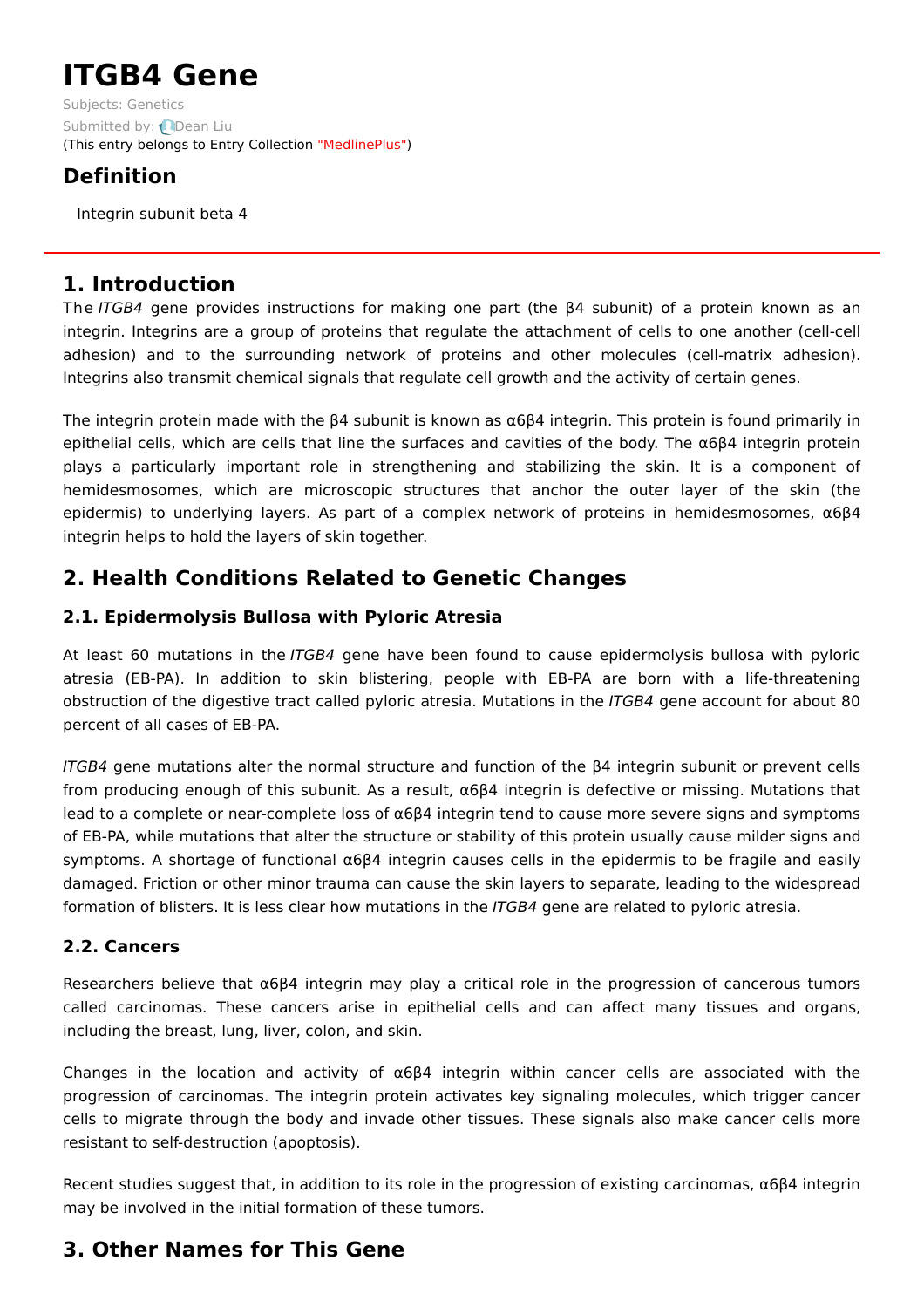# ITGB4 Gene

Subjects: Genetics

Submitted by: Dean Liu

(This entry belongs to Entry Collection "MedlinePlus")

## Definition

Integrin subunit beta 4

## 1. Introduction

The *ITGB4* gene provides instructions for making one part (the β4 subunit) of a protein known as an integrin. Integrins are a group of proteins that regulate the attachment of cells to one another (cell-cell adhesion) and to the surrounding network of proteins and other molecules (cell-matrix adhesion). Integrins also transmit chemical signals that regulate cell growth and the activity of certain genes.

The integrin protein made with the β4 subunit is known as α6β4 integrin. This protein is found primarily in epithelial cells, which are cells that line the surfaces and cavities of the body. The α6β4 integrin protein plays a particularly important role in strengthening and stabilizing the skin. It is a component of hemidesmosomes, which are microscopic structures that anchor the outer layer of the skin (the epidermis) to underlying layers. As part of a complex network of proteins in hemidesmosomes, α6β4 integrin helps to hold the layers of skin together.

## 2. Health Conditions Related to Genetic Changes

### 2.1. Epidermolysis Bullosa with Pyloric Atresia

At least 60 mutations in the *ITGB4* gene have been found to cause epidermolysis bullosa with pyloric atresia (EB-PA). In addition to skin blistering, people with EB-PA are born with a life-threatening obstruction of the digestive tract called pyloric atresia. Mutations in the *ITGB4* gene account for about 80 percent of all cases of EB-PA.

*ITGB4* gene mutations alter the normal structure and function of the β4 integrin subunit or prevent cells from producing enough of this subunit. As a result, α6β4 integrin is defective or missing. Mutations that lead to a complete or near-complete loss of α6β4 integrin tend to cause more severe signs and symptoms of EB-PA, while mutations that alter the structure or stability of this protein usually cause milder signs and symptoms. A shortage of functional α6β4 integrin causes cells in the epidermis to be fragile and easily damaged. Friction or other minor trauma can cause the skin layers to separate, leading to the widespread formation of blisters. It is less clear how mutations in the *ITGB4* gene are related to pyloric atresia.

### 2.2. Cancers

Researchers believe that α6β4 integrin may play a critical role in the progression of cancerous tumors called carcinomas. These cancers arise in epithelial cells and can affect many tissues and organs, including the breast, lung, liver, colon, and skin.

Changes in the location and activity of α6β4 integrin within cancer cells are associated with the progression of carcinomas. The integrin protein activates key signaling molecules, which trigger cancer cells to migrate through the body and invade other tissues. These signals also make cancer cells more resistant to self-destruction (apoptosis).

Recent studies suggest that, in addition to its role in the progression of existing carcinomas, α6β4 integrin may be involved in the initial formation of these tumors.

## 3. Other Names for This Gene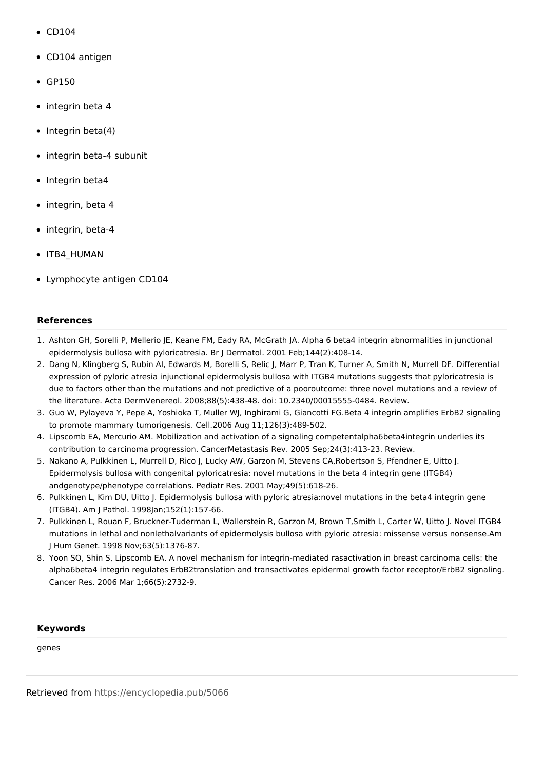- CD104
- CD104 antigen
- GP150
- integrin beta 4
- Integrin beta(4)
- integrin beta-4 subunit
- Integrin beta4
- integrin, beta 4
- integrin, beta-4
- ITB4_HUMAN
- Lymphocyte antigen CD104

## References

1. Ashton GH, Sorelli P, Mellerio JE, Keane FM, Eady RA, McGrath JA. Alpha 6 beta4 integrin abnormalities in junctional epidermolysis bullosa with pyloricatresia. Br J Dermatol. 2001 Feb;144(2):408-14.
2. Dang N, Klingberg S, Rubin AI, Edwards M, Borelli S, Relic J, Marr P, Tran K, Turner A, Smith N, Murrell DF. Differential expression of pyloric atresia injunctional epidermolysis bullosa with ITGB4 mutations suggests that pyloricatresia is due to factors other than the mutations and not predictive of a pooroutcome: three novel mutations and a review of the literature. Acta DermVenereol. 2008;88(5):438-48. doi: 10.2340/00015555-0484. Review.
3. Guo W, Pylayeva Y, Pepe A, Yoshioka T, Muller WJ, Inghirami G, Giancotti FG.Beta 4 integrin amplifies ErbB2 signaling to promote mammary tumorigenesis. Cell.2006 Aug 11;126(3):489-502.
4. Lipscomb EA, Mercurio AM. Mobilization and activation of a signaling competentalpha6beta4integrin underlies its contribution to carcinoma progression. CancerMetastasis Rev. 2005 Sep;24(3):413-23. Review.
5. Nakano A, Pulkkinen L, Murrell D, Rico J, Lucky AW, Garzon M, Stevens CA,Robertson S, Pfendner E, Uitto J. Epidermolysis bullosa with congenital pyloricatresia: novel mutations in the beta 4 integrin gene (ITGB4) andgenotype/phenotype correlations. Pediatr Res. 2001 May;49(5):618-26.
6. Pulkkinen L, Kim DU, Uitto J. Epidermolysis bullosa with pyloric atresia:novel mutations in the beta4 integrin gene (ITGB4). Am J Pathol. 1998Jan;152(1):157-66.
7. Pulkkinen L, Rouan F, Bruckner-Tuderman L, Wallerstein R, Garzon M, Brown T,Smith L, Carter W, Uitto J. Novel ITGB4 mutations in lethal and nonlethalvariants of epidermolysis bullosa with pyloric atresia: missense versus nonsense.Am J Hum Genet. 1998 Nov;63(5):1376-87.
8. Yoon SO, Shin S, Lipscomb EA. A novel mechanism for integrin-mediated rasactivation in breast carcinoma cells: the alpha6beta4 integrin regulates ErbB2translation and transactivates epidermal growth factor receptor/ErbB2 signaling. Cancer Res. 2006 Mar 1;66(5):2732-9.

## Keywords

genes

Retrieved from https://encyclopedia.pub/5066